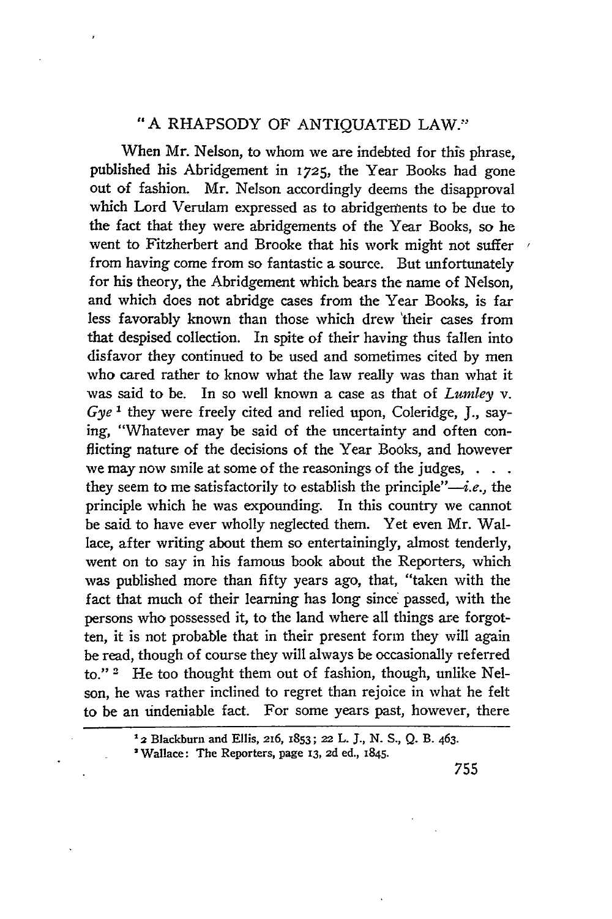# "A RHAPSODY OF ANTIQUATED LAW."

When Mr. Nelson, to whom we are indebted for this phrase, published his Abridgement in 1725, the Year Books had gone out of fashion. Mr. Nelson accordingly deems the disapproval which Lord Verulam expressed as to abridgements to be due to the fact that they were abridgements of the Year Books, so he went to Fitzherbert and Brooke that his work might not suffer from having come from so fantastic a source. But unfortunately for his theory, the Abridgement which bears the name of Nelson, and which does not abridge cases from the Year Books, is far less favorably known than those which drew their cases from that despised collection. In spite of their having thus fallen into disfavor they continued to be used and sometimes cited by men who cared rather to know what the law really was than what it was said to be. In so well known a case as that of *Lumley* v. *Gye* [1] they were freely cited and relied upon, Coleridge, J., saying, "Whatever may be said of the uncertainty and often conflicting nature of the decisions of the Year Books, and however we may now smile at some of the reasonings of the judges, . . . they seem to me satisfactorily to establish the principle"—*i.e.*, the principle which he was expounding. In this country we cannot be said to have ever wholly neglected them. Yet even Mr. Wallace, after writing about them so entertainingly, almost tenderly, went on to say in his famous book about the Reporters, which was published more than fifty years ago, that, "taken with the fact that much of their learning has long since passed, with the persons who possessed it, to the land where all things are forgotten, it is not probable that in their present form they will again be read, though of course they will always be occasionally referred to." [2] He too thought them out of fashion, though, unlike Nelson, he was rather inclined to regret than rejoice in what he felt to be an undeniable fact. For some years past, however, there

---

[1] 2 Blackburn and Ellis, 216, 1853; 22 L. J., N. S., Q. B. 463.

[2] Wallace: The Reporters, page 13, 2d ed., 1845.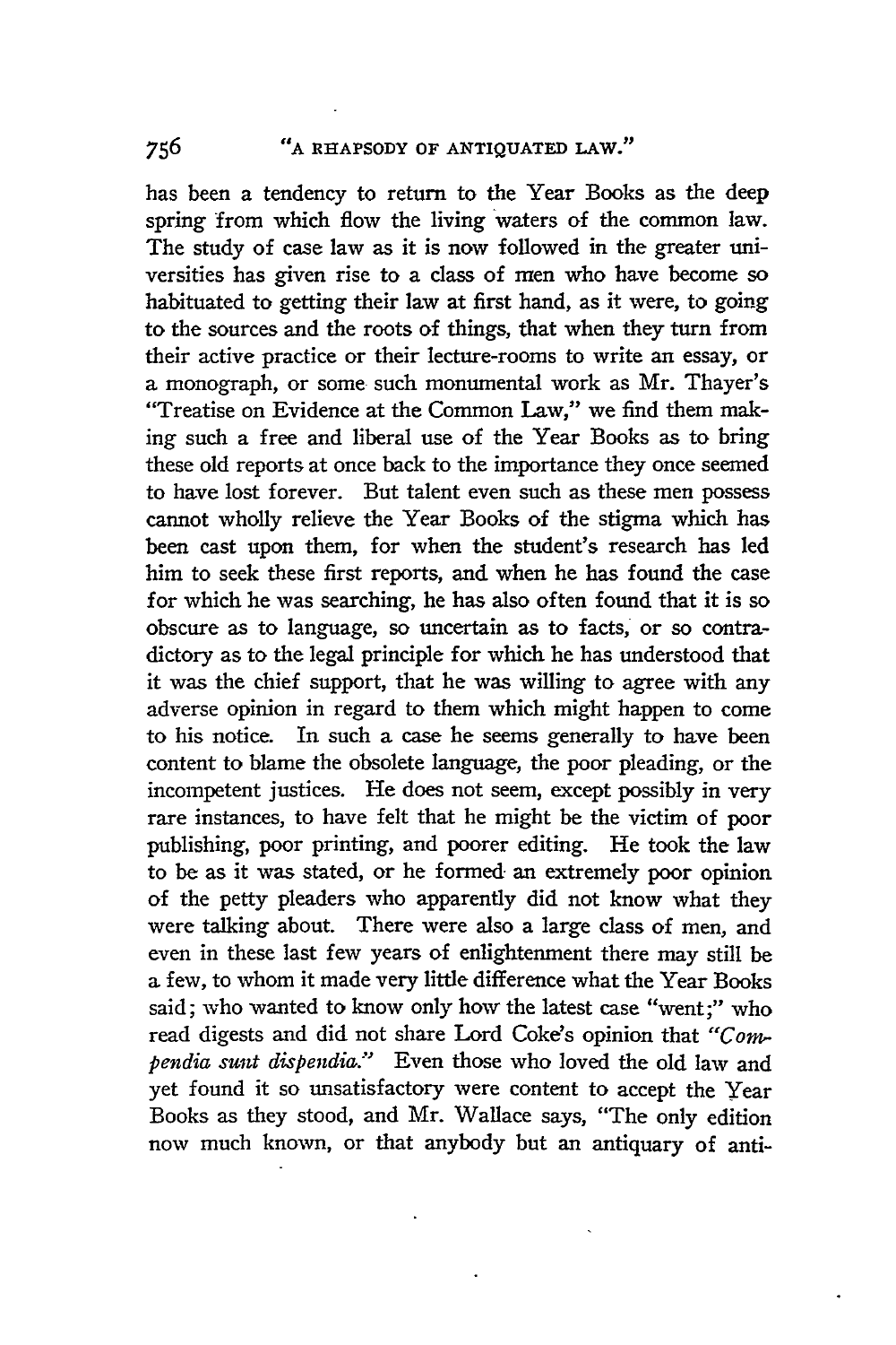has been a tendency to return to the Year Books as the deep spring from which flow the living waters of the common law. The study of case law as it is now followed in the greater universities has given rise to a class of men who have become so habituated to getting their law at first hand, as it were, to going to the sources and the roots of things, that when they turn from their active practice or their lecture-rooms to write an essay, or a monograph, or some such monumental work as Mr. Thayer's "Treatise on Evidence at the Common Law," we find them making such a free and liberal use of the Year Books as to bring these old reports at once back to the importance they once seemed to have lost forever. But talent even such as these men possess cannot wholly relieve the Year Books of the stigma which has been cast upon them, for when the student's research has led him to seek these first reports, and when he has found the case for which he was searching, he has also often found that it is so obscure as to language, so uncertain as to facts, or so contradictory as to the legal principle for which he has understood that it was the chief support, that he was willing to agree with any adverse opinion in regard to them which might happen to come to his notice. In such a case he seems generally to have been content to blame the obsolete language, the poor pleading, or the incompetent justices. He does not seem, except possibly in very rare instances, to have felt that he might be the victim of poor publishing, poor printing, and poorer editing. He took the law to be as it was stated, or he formed an extremely poor opinion of the petty pleaders who apparently did not know what they were talking about. There were also a large class of men, and even in these last few years of enlightenment there may still be a few, to whom it made very little difference what the Year Books said; who wanted to know only how the latest case "went;" who read digests and did not share Lord Coke's opinion that *"Compendia sunt dispendia."* Even those who loved the old law and yet found it so unsatisfactory were content to accept the Year Books as they stood, and Mr. Wallace says, "The only edition now much known, or that anybody but an antiquary of anti-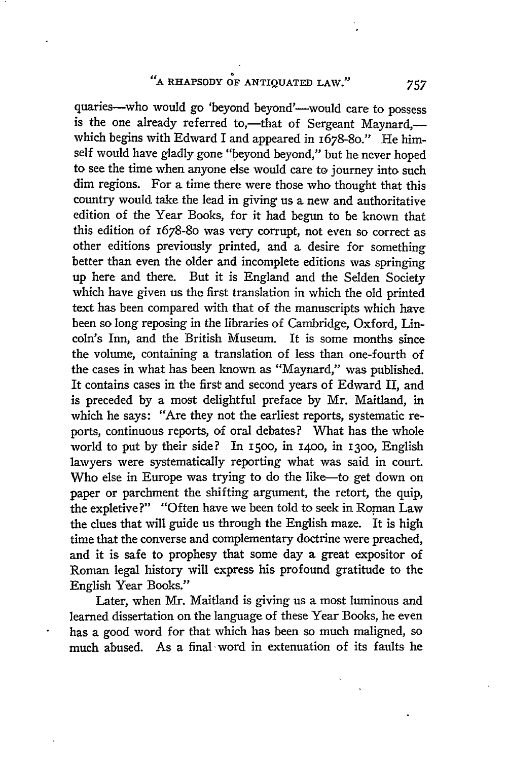quaries—who would go 'beyond beyond'—would care to possess is the one already referred to,—that of Sergeant Maynard,—which begins with Edward I and appeared in 1678-80." He himself would have gladly gone "beyond beyond," but he never hoped to see the time when anyone else would care to journey into such dim regions. For a time there were those who thought that this country would take the lead in giving us a new and authoritative edition of the Year Books, for it had begun to be known that this edition of 1678-80 was very corrupt, not even so correct as other editions previously printed, and a desire for something better than even the older and incomplete editions was springing up here and there. But it is England and the Selden Society which have given us the first translation in which the old printed text has been compared with that of the manuscripts which have been so long reposing in the libraries of Cambridge, Oxford, Lincoln's Inn, and the British Museum. It is some months since the volume, containing a translation of less than one-fourth of the cases in what has been known as "Maynard," was published. It contains cases in the first and second years of Edward II, and is preceded by a most delightful preface by Mr. Maitland, in which he says: "Are they not the earliest reports, systematic reports, continuous reports, of oral debates? What has the whole world to put by their side? In 1500, in 1400, in 1300, English lawyers were systematically reporting what was said in court. Who else in Europe was trying to do the like—to get down on paper or parchment the shifting argument, the retort, the quip, the expletive?" "Often have we been told to seek in Roman Law the clues that will guide us through the English maze. It is high time that the converse and complementary doctrine were preached, and it is safe to prophesy that some day a great expositor of Roman legal history will express his profound gratitude to the English Year Books."

Later, when Mr. Maitland is giving us a most luminous and learned dissertation on the language of these Year Books, he even has a good word for that which has been so much maligned, so much abused. As a final word in extenuation of its faults he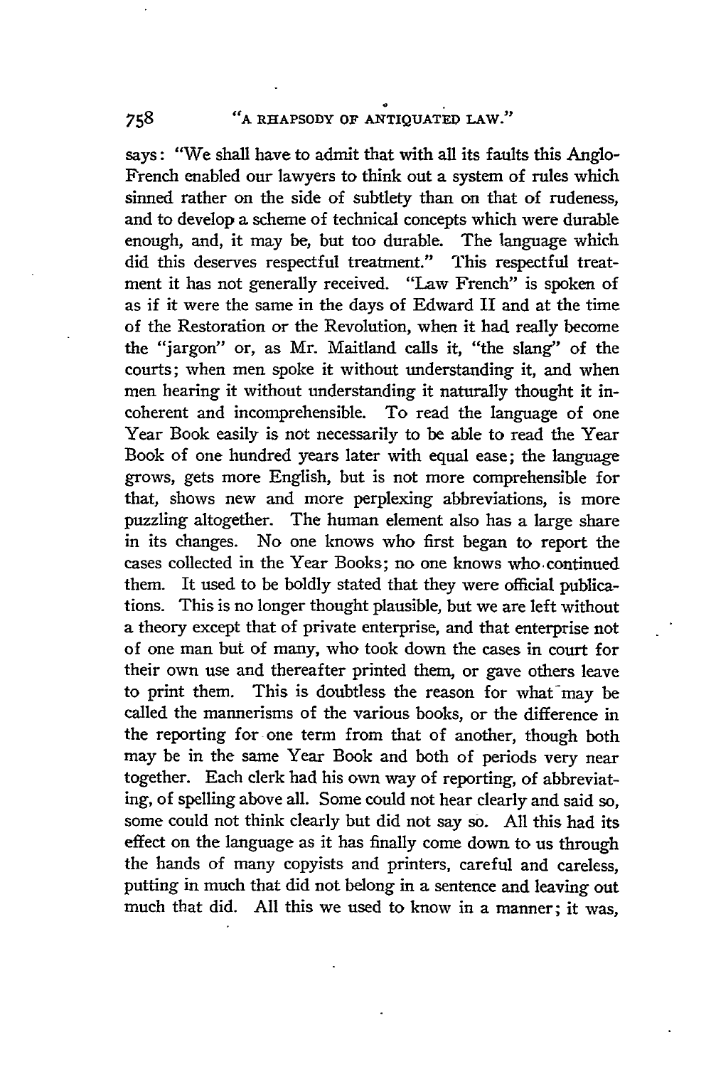says: "We shall have to admit that with all its faults this Anglo-French enabled our lawyers to think out a system of rules which sinned rather on the side of subtlety than on that of rudeness, and to develop a scheme of technical concepts which were durable enough, and, it may be, but too durable. The language which did this deserves respectful treatment." This respectful treatment it has not generally received. "Law French" is spoken of as if it were the same in the days of Edward II and at the time of the Restoration or the Revolution, when it had really become the "jargon" or, as Mr. Maitland calls it, "the slang" of the courts; when men spoke it without understanding it, and when men hearing it without understanding it naturally thought it incoherent and incomprehensible. To read the language of one Year Book easily is not necessarily to be able to read the Year Book of one hundred years later with equal ease; the language grows, gets more English, but is not more comprehensible for that, shows new and more perplexing abbreviations, is more puzzling altogether. The human element also has a large share in its changes. No one knows who first began to report the cases collected in the Year Books; no one knows who continued them. It used to be boldly stated that they were official publications. This is no longer thought plausible, but we are left without a theory except that of private enterprise, and that enterprise not of one man but of many, who took down the cases in court for their own use and thereafter printed them, or gave others leave to print them. This is doubtless the reason for what may be called the mannerisms of the various books, or the difference in the reporting for one term from that of another, though both may be in the same Year Book and both of periods very near together. Each clerk had his own way of reporting, of abbreviating, of spelling above all. Some could not hear clearly and said so, some could not think clearly but did not say so. All this had its effect on the language as it has finally come down to us through the hands of many copyists and printers, careful and careless, putting in much that did not belong in a sentence and leaving out much that did. All this we used to know in a manner; it was,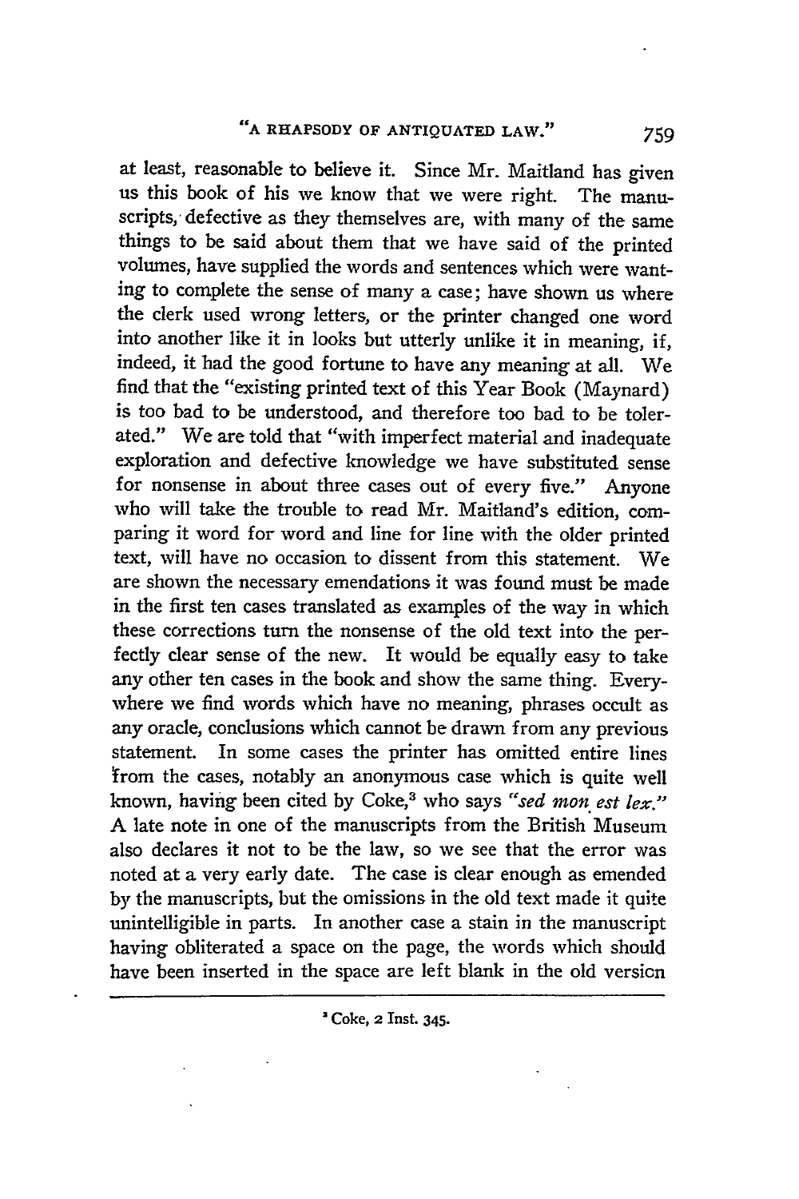at least, reasonable to believe it. Since Mr. Maitland has given us this book of his we know that we were right. The manuscripts, defective as they themselves are, with many of the same things to be said about them that we have said of the printed volumes, have supplied the words and sentences which were wanting to complete the sense of many a case; have shown us where the clerk used wrong letters, or the printer changed one word into another like it in looks but utterly unlike it in meaning, if, indeed, it had the good fortune to have any meaning at all. We find that the "existing printed text of this Year Book (Maynard) is too bad to be understood, and therefore too bad to be tolerated." We are told that "with imperfect material and inadequate exploration and defective knowledge we have substituted sense for nonsense in about three cases out of every five." Anyone who will take the trouble to read Mr. Maitland's edition, comparing it word for word and line for line with the older printed text, will have no occasion to dissent from this statement. We are shown the necessary emendations it was found must be made in the first ten cases translated as examples of the way in which these corrections turn the nonsense of the old text into the perfectly clear sense of the new. It would be equally easy to take any other ten cases in the book and show the same thing. Everywhere we find words which have no meaning, phrases occult as any oracle, conclusions which cannot be drawn from any previous statement. In some cases the printer has omitted entire lines from the cases, notably an anonymous case which is quite well known, having been cited by Coke,[3] who says *"sed mon est lex."* A late note in one of the manuscripts from the British Museum also declares it not to be the law, so we see that the error was noted at a very early date. The case is clear enough as emended by the manuscripts, but the omissions in the old text made it quite unintelligible in parts. In another case a stain in the manuscript having obliterated a space on the page, the words which should have been inserted in the space are left blank in the old version

[3] Coke, 2 Inst. 345.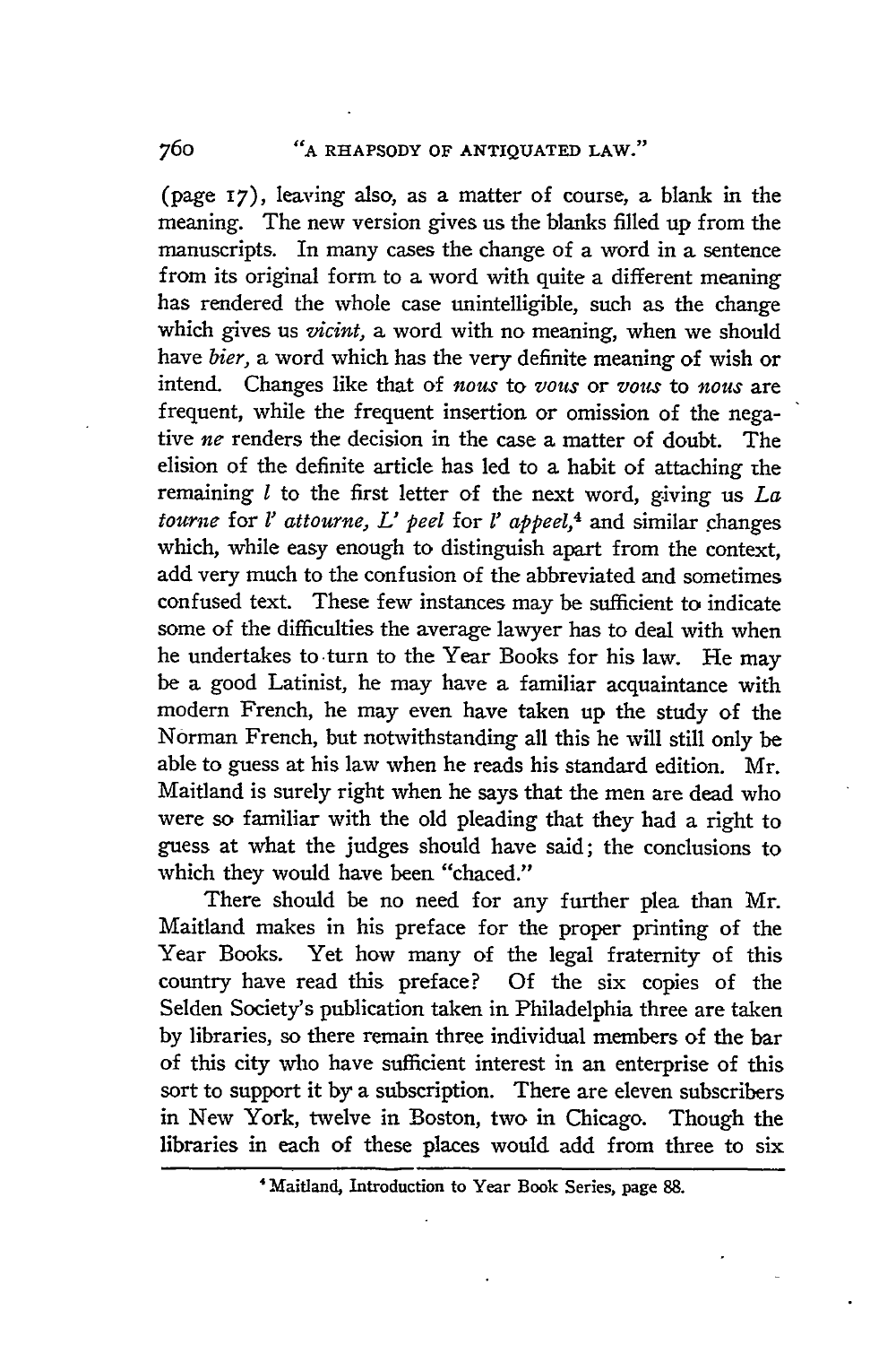(page 17), leaving also, as a matter of course, a blank in the meaning. The new version gives us the blanks filled up from the manuscripts. In many cases the change of a word in a sentence from its original form to a word with quite a different meaning has rendered the whole case unintelligible, such as the change which gives us *vicint*, a word with no meaning, when we should have *bier*, a word which has the very definite meaning of wish or intend. Changes like that of *nous* to *vous* or *vous* to *nous* are frequent, while the frequent insertion or omission of the negative *ne* renders the decision in the case a matter of doubt. The elision of the definite article has led to a habit of attaching the remaining *l* to the first letter of the next word, giving us *La tourne* for *l' attourne*, *L' peel* for *l' appeel*,[4] and similar changes which, while easy enough to distinguish apart from the context, add very much to the confusion of the abbreviated and sometimes confused text. These few instances may be sufficient to indicate some of the difficulties the average lawyer has to deal with when he undertakes to turn to the Year Books for his law. He may be a good Latinist, he may have a familiar acquaintance with modern French, he may even have taken up the study of the Norman French, but notwithstanding all this he will still only be able to guess at his law when he reads his standard edition. Mr. Maitland is surely right when he says that the men are dead who were so familiar with the old pleading that they had a right to guess at what the judges should have said; the conclusions to which they would have been "chaced."

There should be no need for any further plea than Mr. Maitland makes in his preface for the proper printing of the Year Books. Yet how many of the legal fraternity of this country have read this preface? Of the six copies of the Selden Society's publication taken in Philadelphia three are taken by libraries, so there remain three individual members of the bar of this city who have sufficient interest in an enterprise of this sort to support it by a subscription. There are eleven subscribers in New York, twelve in Boston, two in Chicago. Though the libraries in each of these places would add from three to six

---

[4] Maitland, Introduction to Year Book Series, page 88.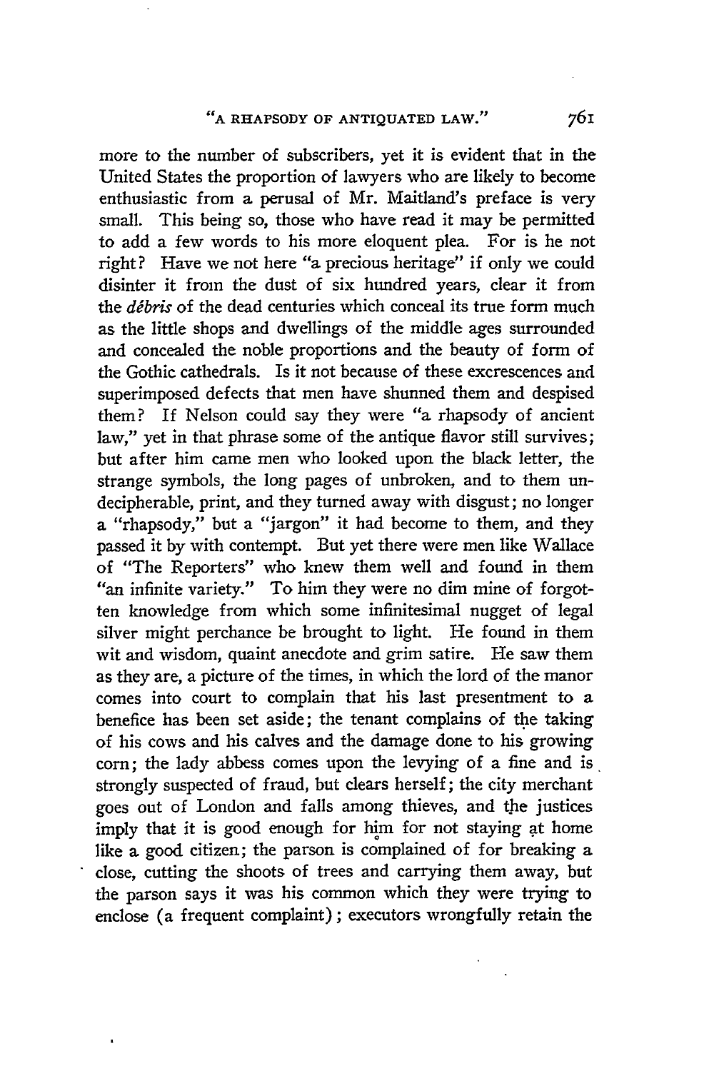more to the number of subscribers, yet it is evident that in the United States the proportion of lawyers who are likely to become enthusiastic from a perusal of Mr. Maitland's preface is very small. This being so, those who have read it may be permitted to add a few words to his more eloquent plea. For is he not right? Have we not here "a precious heritage" if only we could disinter it from the dust of six hundred years, clear it from the *débris* of the dead centuries which conceal its true form much as the little shops and dwellings of the middle ages surrounded and concealed the noble proportions and the beauty of form of the Gothic cathedrals. Is it not because of these excrescences and superimposed defects that men have shunned them and despised them? If Nelson could say they were "a rhapsody of ancient law," yet in that phrase some of the antique flavor still survives; but after him came men who looked upon the black letter, the strange symbols, the long pages of unbroken, and to them undecipherable, print, and they turned away with disgust; no longer a "rhapsody," but a "jargon" it had become to them, and they passed it by with contempt. But yet there were men like Wallace of "The Reporters" who knew them well and found in them "an infinite variety." To him they were no dim mine of forgotten knowledge from which some infinitesimal nugget of legal silver might perchance be brought to light. He found in them wit and wisdom, quaint anecdote and grim satire. He saw them as they are, a picture of the times, in which the lord of the manor comes into court to complain that his last presentment to a benefice has been set aside; the tenant complains of the taking of his cows and his calves and the damage done to his growing corn; the lady abbess comes upon the levying of a fine and is strongly suspected of fraud, but clears herself; the city merchant goes out of London and falls among thieves, and the justices imply that it is good enough for him for not staying at home like a good citizen; the parson is complained of for breaking a close, cutting the shoots of trees and carrying them away, but the parson says it was his common which they were trying to enclose (a frequent complaint); executors wrongfully retain the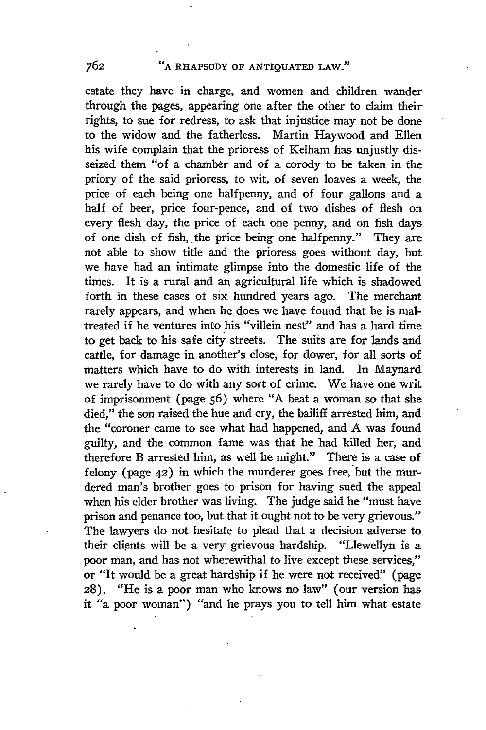estate they have in charge, and women and children wander through the pages, appearing one after the other to claim their rights, to sue for redress, to ask that injustice may not be done to the widow and the fatherless. Martin Haywood and Ellen his wife complain that the prioress of Kelham has unjustly disseized them "of a chamber and of a corody to be taken in the priory of the said prioress, to wit, of seven loaves a week, the price of each being one halfpenny, and of four gallons and a half of beer, price four-pence, and of two dishes of flesh on every flesh day, the price of each one penny, and on fish days of one dish of fish, the price being one halfpenny." They are not able to show title and the prioress goes without day, but we have had an intimate glimpse into the domestic life of the times. It is a rural and an agricultural life which is shadowed forth in these cases of six hundred years ago. The merchant rarely appears, and when he does we have found that he is maltreated if he ventures into his "villein nest" and has a hard time to get back to his safe city streets. The suits are for lands and cattle, for damage in another's close, for dower, for all sorts of matters which have to do with interests in land. In Maynard we rarely have to do with any sort of crime. We have one writ of imprisonment (page 56) where "A beat a woman so that she died," the son raised the hue and cry, the bailiff arrested him, and the "coroner came to see what had happened, and A was found guilty, and the common fame was that he had killed her, and therefore B arrested him, as well he might." There is a case of felony (page 42) in which the murderer goes free, but the murdered man's brother goes to prison for having sued the appeal when his elder brother was living. The judge said he "must have prison and penance too, but that it ought not to be very grievous." The lawyers do not hesitate to plead that a decision adverse to their clients will be a very grievous hardship. "Llewellyn is a poor man, and has not wherewithal to live except these services," or "It would be a great hardship if he were not received" (page 28). "He is a poor man who knows no law" (our version has it "a poor woman") "and he prays you to tell him what estate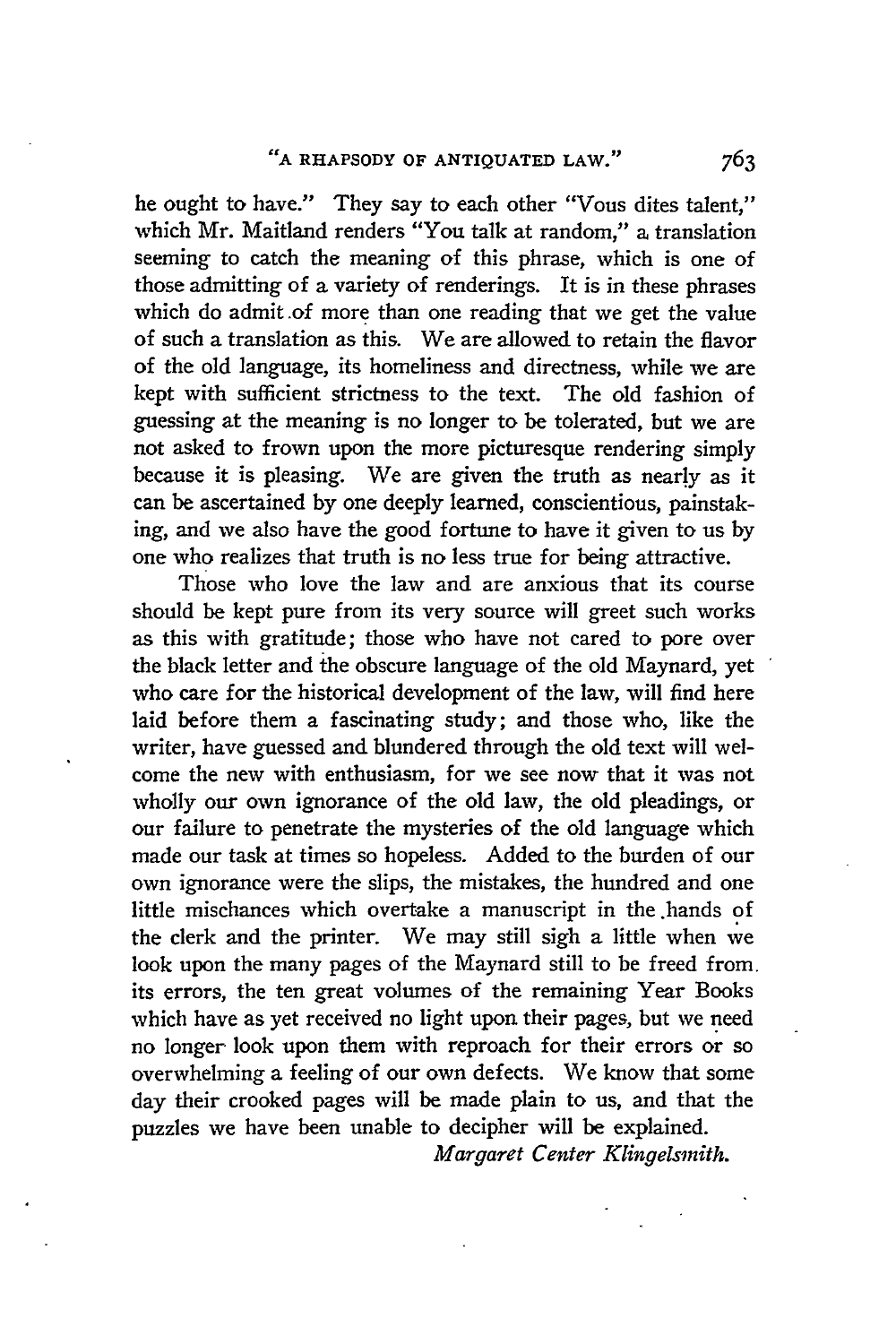he ought to have." They say to each other "Vous dites talent," which Mr. Maitland renders "You talk at random," a translation seeming to catch the meaning of this phrase, which is one of those admitting of a variety of renderings. It is in these phrases which do admit of more than one reading that we get the value of such a translation as this. We are allowed to retain the flavor of the old language, its homeliness and directness, while we are kept with sufficient strictness to the text. The old fashion of guessing at the meaning is no longer to be tolerated, but we are not asked to frown upon the more picturesque rendering simply because it is pleasing. We are given the truth as nearly as it can be ascertained by one deeply learned, conscientious, painstaking, and we also have the good fortune to have it given to us by one who realizes that truth is no less true for being attractive.

Those who love the law and are anxious that its course should be kept pure from its very source will greet such works as this with gratitude; those who have not cared to pore over the black letter and the obscure language of the old Maynard, yet who care for the historical development of the law, will find here laid before them a fascinating study; and those who, like the writer, have guessed and blundered through the old text will welcome the new with enthusiasm, for we see now that it was not wholly our own ignorance of the old law, the old pleadings, or our failure to penetrate the mysteries of the old language which made our task at times so hopeless. Added to the burden of our own ignorance were the slips, the mistakes, the hundred and one little mischances which overtake a manuscript in the hands of the clerk and the printer. We may still sigh a little when we look upon the many pages of the Maynard still to be freed from its errors, the ten great volumes of the remaining Year Books which have as yet received no light upon their pages, but we need no longer look upon them with reproach for their errors or so overwhelming a feeling of our own defects. We know that some day their crooked pages will be made plain to us, and that the puzzles we have been unable to decipher will be explained.

*Margaret Center Klingelsmith.*